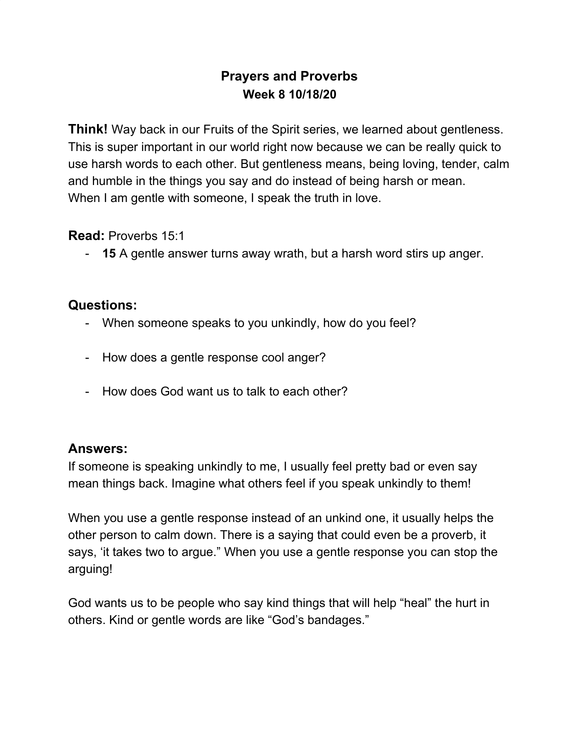# Prayers and Proverbs

**Week 8 10/18/20**

**Think!** Way back in our Fruits of the Spirit series, we learned about gentleness. This is super important in our world right now because we can be really quick to use harsh words to each other. But gentleness means, being loving, tender, calm and humble in the things you say and do instead of being harsh or mean. When I am gentle with someone, I speak the truth in love.

**Read:** Proverbs 15:1

- **15** A gentle answer turns away wrath, but a harsh word stirs up anger.

## Questions:

- When someone speaks to you unkindly, how do you feel?
- How does a gentle response cool anger?
- How does God want us to talk to each other?

## Answers:

If someone is speaking unkindly to me, I usually feel pretty bad or even say mean things back. Imagine what others feel if you speak unkindly to them!

When you use a gentle response instead of an unkind one, it usually helps the other person to calm down. There is a saying that could even be a proverb, it says, 'it takes two to argue." When you use a gentle response you can stop the arguing!

God wants us to be people who say kind things that will help "heal" the hurt in others. Kind or gentle words are like "God's bandages."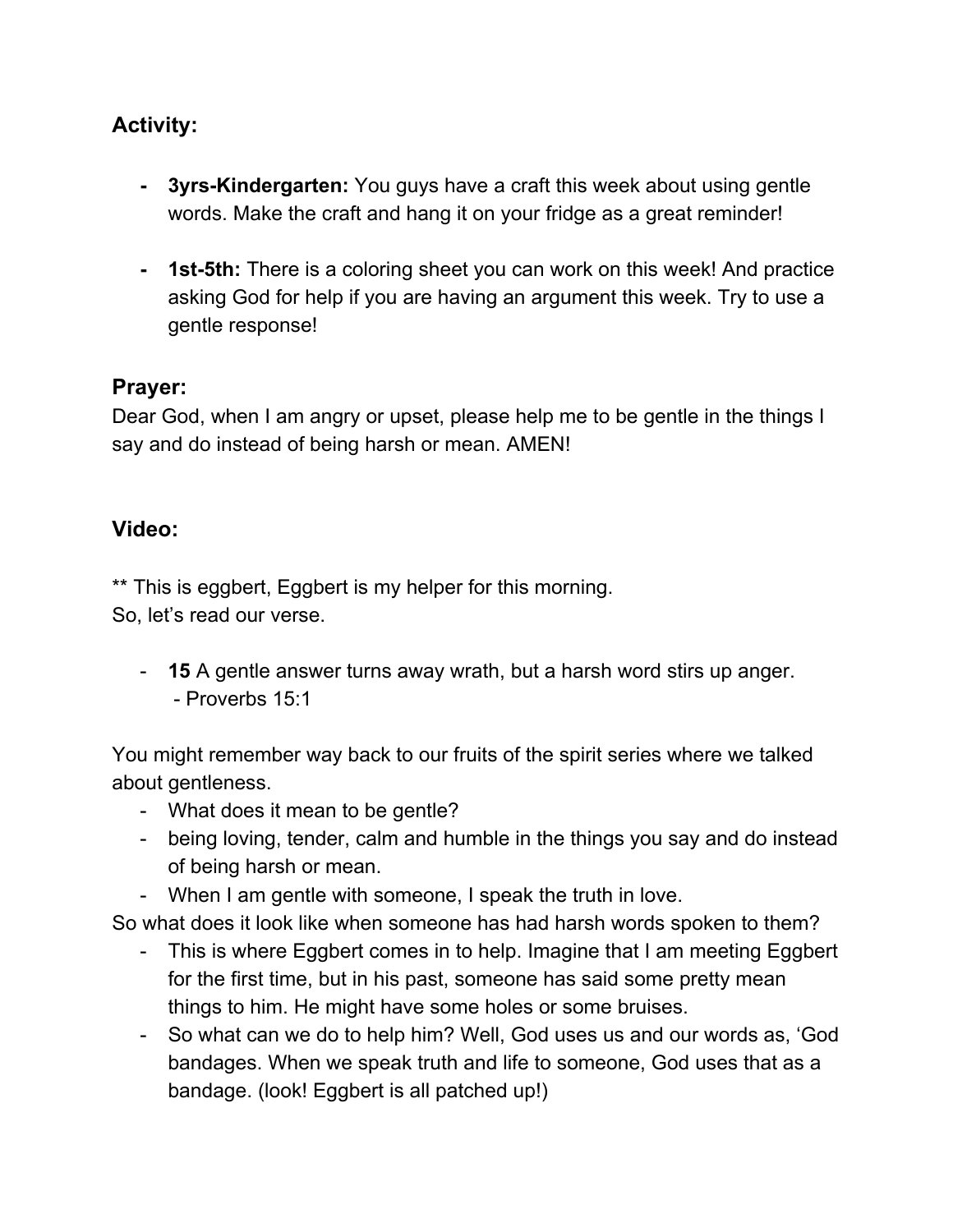## Activity:

- **3yrs-Kindergarten:** You guys have a craft this week about using gentle words. Make the craft and hang it on your fridge as a great reminder!

- **1st-5th:** There is a coloring sheet you can work on this week! And practice asking God for help if you are having an argument this week. Try to use a gentle response!

## Prayer:

Dear God, when I am angry or upset, please help me to be gentle in the things I say and do instead of being harsh or mean. AMEN!

## Video:

** This is eggbert, Eggbert is my helper for this morning.
So, let's read our verse.

- **15** A gentle answer turns away wrath, but a harsh word stirs up anger.
  - Proverbs 15:1

You might remember way back to our fruits of the spirit series where we talked about gentleness.

- What does it mean to be gentle?
- being loving, tender, calm and humble in the things you say and do instead of being harsh or mean.
- When I am gentle with someone, I speak the truth in love.

So what does it look like when someone has had harsh words spoken to them?

- This is where Eggbert comes in to help. Imagine that I am meeting Eggbert for the first time, but in his past, someone has said some pretty mean things to him. He might have some holes or some bruises.
- So what can we do to help him? Well, God uses us and our words as, 'God bandages. When we speak truth and life to someone, God uses that as a bandage. (look! Eggbert is all patched up!)